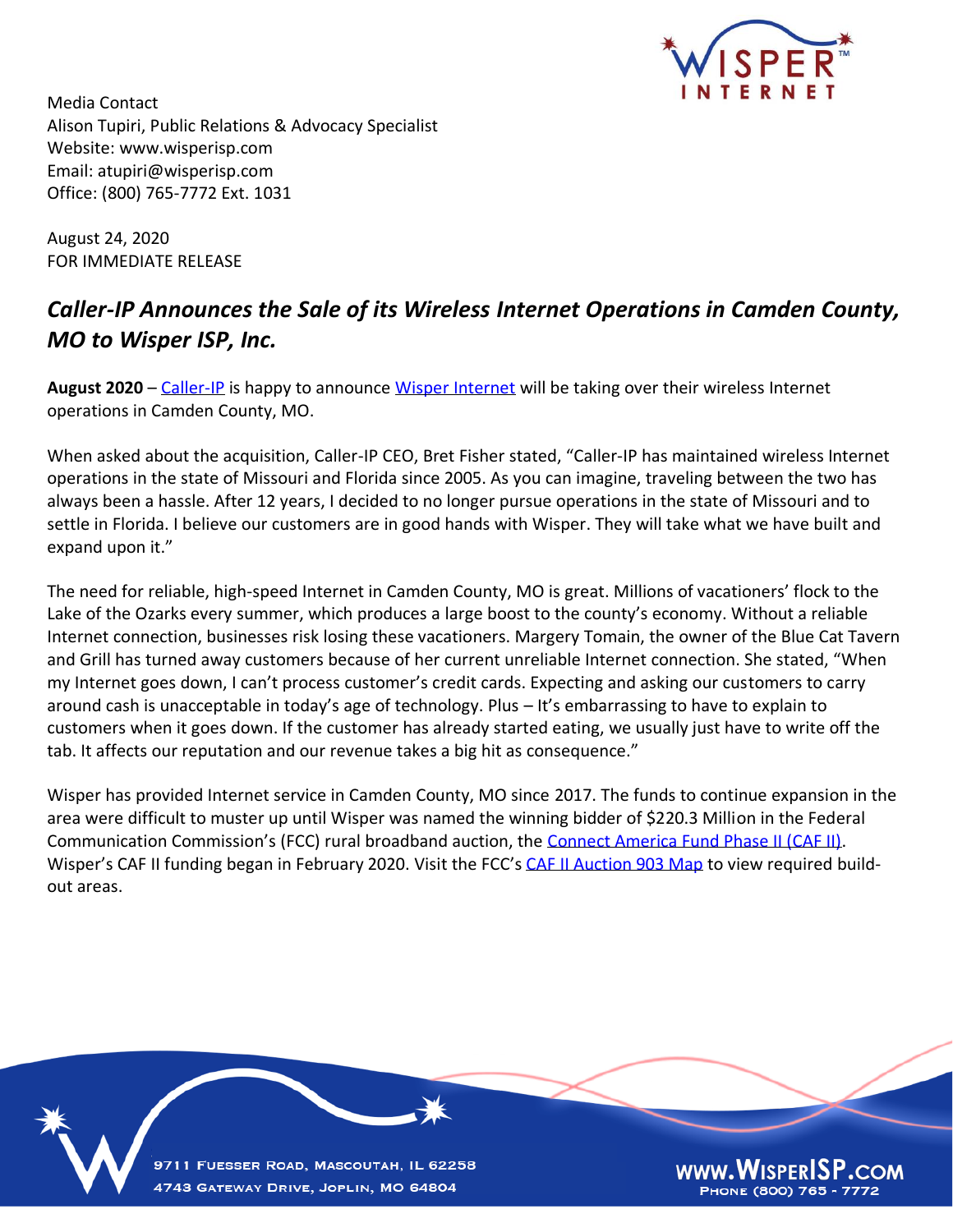Media Contact
Alison Tupiri, Public Relations & Advocacy Specialist
Website: www.wisperisp.com
Email: atupiri@wisperisp.com
Office: (800) 765-7772 Ext. 1031

August 24, 2020
FOR IMMEDIATE RELEASE

## *Caller-IP Announces the Sale of its Wireless Internet Operations in Camden County, MO to Wisper ISP, Inc.*

**August 2020** – Caller-IP is happy to announce Wisper Internet will be taking over their wireless Internet operations in Camden County, MO.

When asked about the acquisition, Caller-IP CEO, Bret Fisher stated, "Caller-IP has maintained wireless Internet operations in the state of Missouri and Florida since 2005. As you can imagine, traveling between the two has always been a hassle. After 12 years, I decided to no longer pursue operations in the state of Missouri and to settle in Florida. I believe our customers are in good hands with Wisper. They will take what we have built and expand upon it."

The need for reliable, high-speed Internet in Camden County, MO is great. Millions of vacationers' flock to the Lake of the Ozarks every summer, which produces a large boost to the county's economy. Without a reliable Internet connection, businesses risk losing these vacationers. Margery Tomain, the owner of the Blue Cat Tavern and Grill has turned away customers because of her current unreliable Internet connection. She stated, "When my Internet goes down, I can't process customer's credit cards. Expecting and asking our customers to carry around cash is unacceptable in today's age of technology. Plus – It's embarrassing to have to explain to customers when it goes down. If the customer has already started eating, we usually just have to write off the tab. It affects our reputation and our revenue takes a big hit as consequence."

Wisper has provided Internet service in Camden County, MO since 2017. The funds to continue expansion in the area were difficult to muster up until Wisper was named the winning bidder of $220.3 Million in the Federal Communication Commission's (FCC) rural broadband auction, the Connect America Fund Phase II (CAF II). Wisper's CAF II funding began in February 2020. Visit the FCC's CAF II Auction 903 Map to view required build-out areas.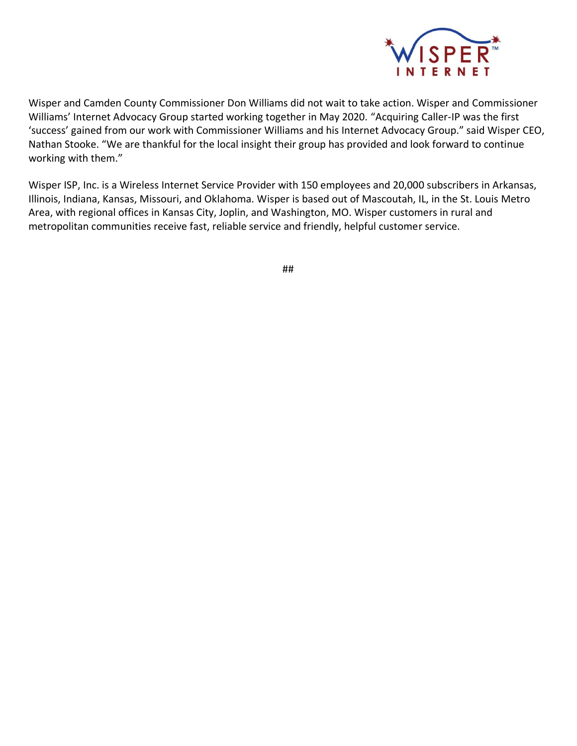Wisper and Camden County Commissioner Don Williams did not wait to take action. Wisper and Commissioner Williams' Internet Advocacy Group started working together in May 2020. "Acquiring Caller-IP was the first 'success' gained from our work with Commissioner Williams and his Internet Advocacy Group." said Wisper CEO, Nathan Stooke. "We are thankful for the local insight their group has provided and look forward to continue working with them."

Wisper ISP, Inc. is a Wireless Internet Service Provider with 150 employees and 20,000 subscribers in Arkansas, Illinois, Indiana, Kansas, Missouri, and Oklahoma. Wisper is based out of Mascoutah, IL, in the St. Louis Metro Area, with regional offices in Kansas City, Joplin, and Washington, MO. Wisper customers in rural and metropolitan communities receive fast, reliable service and friendly, helpful customer service.

##